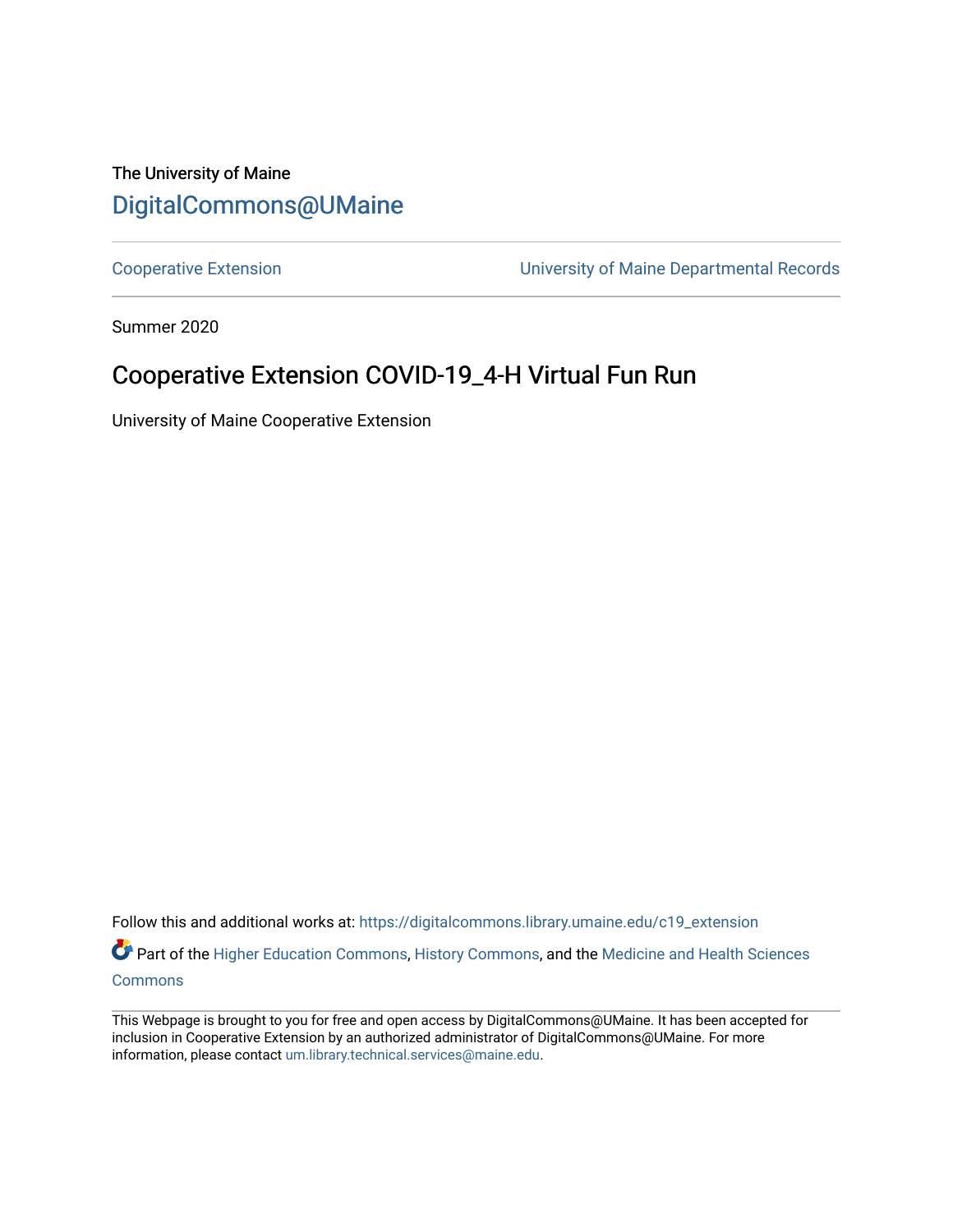The University of Maine

DigitalCommons@UMaine

Cooperative Extension | University of Maine Departmental Records

Summer 2020

# Cooperative Extension COVID-19_4-H Virtual Fun Run

University of Maine Cooperative Extension

Follow this and additional works at: https://digitalcommons.library.umaine.edu/c19_extension

Part of the Higher Education Commons, History Commons, and the Medicine and Health Sciences Commons

This Webpage is brought to you for free and open access by DigitalCommons@UMaine. It has been accepted for inclusion in Cooperative Extension by an authorized administrator of DigitalCommons@UMaine. For more information, please contact um.library.technical.services@maine.edu.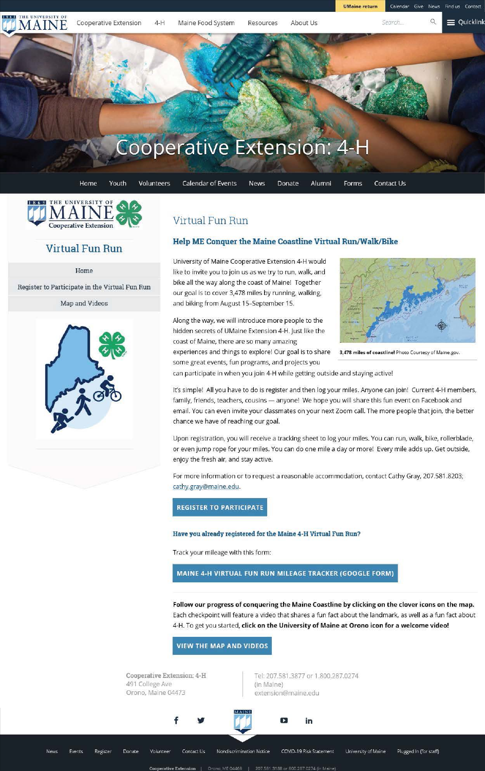UMaine return | Calendar | Give | News | Find us | Contact

THE UNIVERSITY OF MAINE

Cooperative Extension | 4-H | Maine Food System | Resources | About Us

Search...

Quicklinks

# Cooperative Extension: 4-H

Home | Youth | Volunteers | Calendar of Events | News | Donate | Alumni | Forms | Contact Us

THE UNIVERSITY OF MAINE Cooperative Extension

## Virtual Fun Run

- Home
- Register to Participate in the Virtual Fun Run
- Map and Videos

## Virtual Fun Run

### Help ME Conquer the Maine Coastline Virtual Run/Walk/Bike

University of Maine Cooperative Extension 4-H would like to invite you to join us as we try to run, walk, and bike all the way along the coast of Maine! Together our goal is to cover 3,478 miles by running, walking, and biking from August 15–September 15.

**3,478 miles of coastline!** Photo Courtesy of Maine.gov.

Along the way, we will introduce more people to the hidden secrets of UMaine Extension 4-H. Just like the coast of Maine, there are so many amazing experiences and things to explore! Our goal is to share some great events, fun programs, and projects you can participate in when you join 4-H while getting outside and staying active!

It's simple! All you have to do is register and then log your miles. Anyone can join! Current 4-H members, family, friends, teachers, cousins — anyone! We hope you will share this fun event on Facebook and email. You can even invite your classmates on your next Zoom call. The more people that join, the better chance we have of reaching our goal.

Upon registration, you will receive a tracking sheet to log your miles. You can run, walk, bike, rollerblade, or even jump rope for your miles. You can do one mile a day or more! Every mile adds up. Get outside, enjoy the fresh air, and stay active.

For more information or to request a reasonable accommodation, contact Cathy Gray, 207.581.8203; cathy.gray@maine.edu.

REGISTER TO PARTICIPATE

**Have you already registered for the Maine 4-H Virtual Fun Run?**

Track your mileage with this form:

MAINE 4-H VIRTUAL FUN RUN MILEAGE TRACKER (GOOGLE FORM)

**Follow our progress of conquering the Maine Coastline by clicking on the clover icons on the map.** Each checkpoint will feature a video that shares a fun fact about the landmark, as well as a fun fact about 4-H. To get you started, **click on the University of Maine at Orono icon for a welcome video!**

VIEW THE MAP AND VIDEOS

Cooperative Extension: 4-H
491 College Ave
Orono, Maine 04473

Tel: 207.581.3877 or 1.800.287.0274 (in Maine)
extension@maine.edu

News | Events | Register | Donate | Volunteer | Contact Us | Nondiscrimination Notice | COVID-19 Risk Statement | University of Maine | Plugged In (for staff)

Cooperative Extension | Orono, ME 04469 | 207.581.3188 or 800.287.0274 (in Maine)